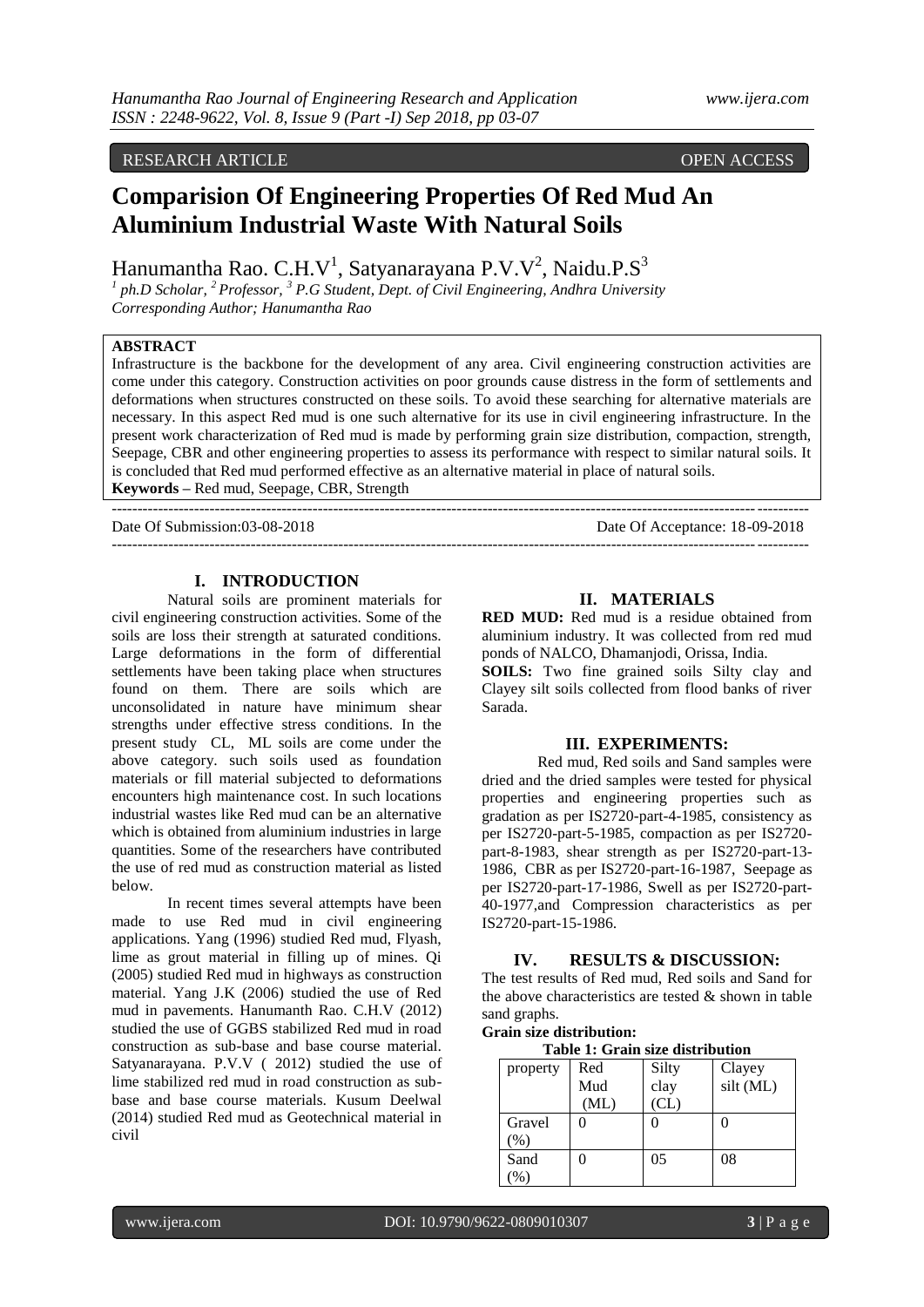RESEARCH ARTICLE OPEN ACCESS

# Comparision Of Engineering Properties Of Red Mud An Aluminium Industrial Waste With Natural Soils

Hanumantha Rao. C.H.V[1], Satyanarayana P.V.V[2], Naidu.P.S[3]

[1] ph.D Scholar, [2] Professor, [3] P.G Student, Dept. of Civil Engineering, Andhra University
*Corresponding Author; Hanumantha Rao*

**ABSTRACT**

Infrastructure is the backbone for the development of any area. Civil engineering construction activities are come under this category. Construction activities on poor grounds cause distress in the form of settlements and deformations when structures constructed on these soils. To avoid these searching for alternative materials are necessary. In this aspect Red mud is one such alternative for its use in civil engineering infrastructure. In the present work characterization of Red mud is made by performing grain size distribution, compaction, strength, Seepage, CBR and other engineering properties to assess its performance with respect to similar natural soils. It is concluded that Red mud performed effective as an alternative material in place of natural soils.

**Keywords –** Red mud, Seepage, CBR, Strength

---

Date Of Submission:03-08-2018 Date Of Acceptance: 18-09-2018

---

## I. INTRODUCTION

Natural soils are prominent materials for civil engineering construction activities. Some of the soils are loss their strength at saturated conditions. Large deformations in the form of differential settlements have been taking place when structures found on them. There are soils which are unconsolidated in nature have minimum shear strengths under effective stress conditions. In the present study CL, ML soils are come under the above category. such soils used as foundation materials or fill material subjected to deformations encounters high maintenance cost. In such locations industrial wastes like Red mud can be an alternative which is obtained from aluminium industries in large quantities. Some of the researchers have contributed the use of red mud as construction material as listed below.

In recent times several attempts have been made to use Red mud in civil engineering applications. Yang (1996) studied Red mud, Flyash, lime as grout material in filling up of mines. Qi (2005) studied Red mud in highways as construction material. Yang J.K (2006) studied the use of Red mud in pavements. Hanumanth Rao. C.H.V (2012) studied the use of GGBS stabilized Red mud in road construction as sub-base and base course material. Satyanarayana. P.V.V ( 2012) studied the use of lime stabilized red mud in road construction as sub-base and base course materials. Kusum Deelwal (2014) studied Red mud as Geotechnical material in civil

## II. MATERIALS

**RED MUD:** Red mud is a residue obtained from aluminium industry. It was collected from red mud ponds of NALCO, Dhamanjodi, Orissa, India.

**SOILS:** Two fine grained soils Silty clay and Clayey silt soils collected from flood banks of river Sarada.

## III. EXPERIMENTS:

Red mud, Red soils and Sand samples were dried and the dried samples were tested for physical properties and engineering properties such as gradation as per IS2720-part-4-1985, consistency as per IS2720-part-5-1985, compaction as per IS2720-part-8-1983, shear strength as per IS2720-part-13-1986, CBR as per IS2720-part-16-1987, Seepage as per IS2720-part-17-1986, Swell as per IS2720-part-40-1977,and Compression characteristics as per IS2720-part-15-1986.

## IV. RESULTS & DISCUSSION:

The test results of Red mud, Red soils and Sand for the above characteristics are tested & shown in table sand graphs.

**Grain size distribution:**

**Table 1: Grain size distribution**

| property | Red Mud (ML) | Silty clay (CL) | Clayey silt (ML) |
|---|---|---|---|
| Gravel (%) | 0 | 0 | 0 |
| Sand (%) | 0 | 05 | 08 |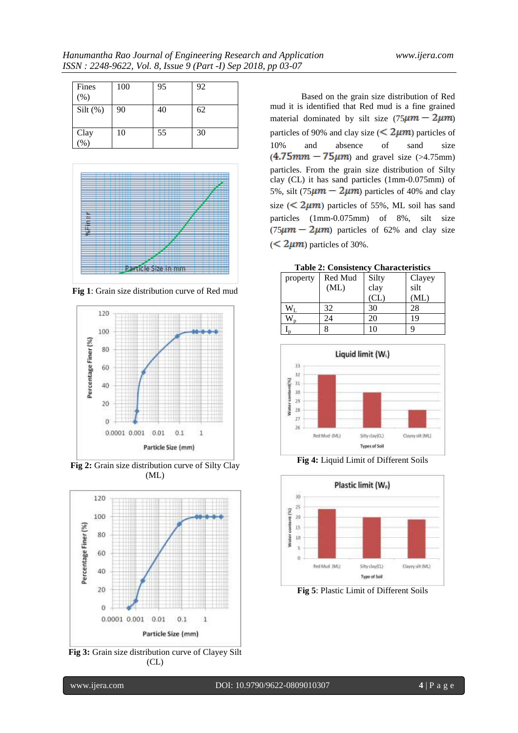| Fines (%) | 100 | 95 | 92 |
|---|---|---|---|
| Silt (%) | 90 | 40 | 62 |
| Clay (%) | 10 | 55 | 30 |

**Fig 1**: Grain size distribution curve of Red mud

**Fig 2:** Grain size distribution curve of Silty Clay (ML)

**Fig 3:** Grain size distribution curve of Clayey Silt (CL)

Based on the grain size distribution of Red mud it is identified that Red mud is a fine grained material dominated by silt size ($75\mu m - 2\mu m$) particles of 90% and clay size ($< 2\mu m$) particles of 10% and absence of sand size ($4.75mm - 75\mu m$) and gravel size (>4.75mm) particles. From the grain size distribution of Silty clay (CL) it has sand particles (1mm-0.075mm) of 5%, silt ($75\mu m - 2\mu m$) particles of 40% and clay size ($< 2\mu m$) particles of 55%, ML soil has sand particles (1mm-0.075mm) of 8%, silt size ($75\mu m - 2\mu m$) particles of 62% and clay size ($< 2\mu m$) particles of 30%.

**Table 2: Consistency Characteristics**

| property | Red Mud (ML) | Silty clay (CL) | Clayey silt (ML) |
|---|---|---|---|
| $W_L$ | 32 | 30 | 28 |
| $W_p$ | 24 | 20 | 19 |
| $I_p$ | 8 | 10 | 9 |

**Fig 4:** Liquid Limit of Different Soils

**Fig 5**: Plastic Limit of Different Soils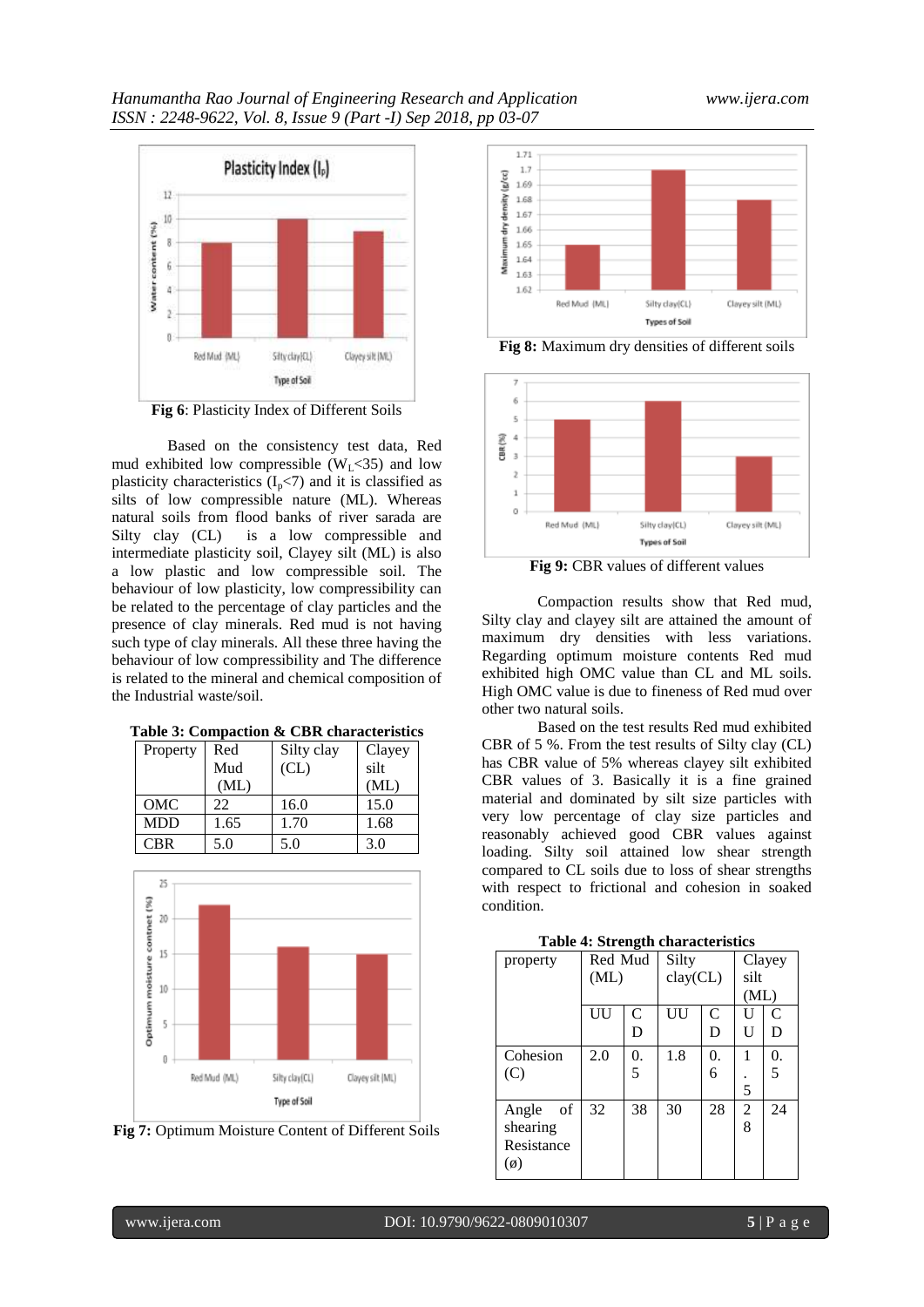**Fig 6**: Plasticity Index of Different Soils

Based on the consistency test data, Red mud exhibited low compressible ($W_L$<35) and low plasticity characteristics ($I_p$<7) and it is classified as silts of low compressible nature (ML). Whereas natural soils from flood banks of river sarada are Silty clay (CL) is a low compressible and intermediate plasticity soil, Clayey silt (ML) is also a low plastic and low compressible soil. The behaviour of low plasticity, low compressibility can be related to the percentage of clay particles and the presence of clay minerals. Red mud is not having such type of clay minerals. All these three having the behaviour of low compressibility and The difference is related to the mineral and chemical composition of the Industrial waste/soil.

**Table 3: Compaction & CBR characteristics**

| Property | Red Mud (ML) | Silty clay (CL) | Clayey silt (ML) |
|---|---|---|---|
| OMC | 22 | 16.0 | 15.0 |
| MDD | 1.65 | 1.70 | 1.68 |
| CBR | 5.0 | 5.0 | 3.0 |

**Fig 7:** Optimum Moisture Content of Different Soils

**Fig 8:** Maximum dry densities of different soils

**Fig 9:** CBR values of different values

Compaction results show that Red mud, Silty clay and clayey silt are attained the amount of maximum dry densities with less variations. Regarding optimum moisture contents Red mud exhibited high OMC value than CL and ML soils. High OMC value is due to fineness of Red mud over other two natural soils.

Based on the test results Red mud exhibited CBR of 5 %. From the test results of Silty clay (CL) has CBR value of 5% whereas clayey silt exhibited CBR values of 3. Basically it is a fine grained material and dominated by silt size particles with very low percentage of clay size particles and reasonably achieved good CBR values against loading. Silty soil attained low shear strength compared to CL soils due to loss of shear strengths with respect to frictional and cohesion in soaked condition.

**Table 4: Strength characteristics**

| property | Red Mud (ML) | | Silty clay(CL) | | Clayey silt (ML) | |
|---|---|---|---|---|---|---|
| | UU | CD | UU | CD | UU | CD |
| Cohesion (C) | 2.0 | 0.5 | 1.8 | 0.6 | 1.5 | 0.5 |
| Angle of shearing Resistance (ø) | 32 | 38 | 30 | 28 | 28 | 24 |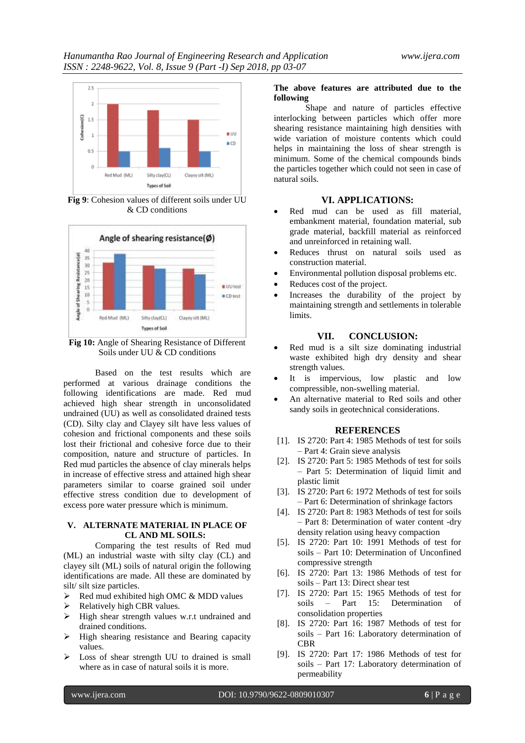**Fig 9**: Cohesion values of different soils under UU & CD conditions

**Fig 10:** Angle of Shearing Resistance of Different Soils under UU & CD conditions

Based on the test results which are performed at various drainage conditions the following identifications are made. Red mud achieved high shear strength in unconsolidated undrained (UU) as well as consolidated drained tests (CD). Silty clay and Clayey silt have less values of cohesion and frictional components and these soils lost their frictional and cohesive force due to their composition, nature and structure of particles. In Red mud particles the absence of clay minerals helps in increase of effective stress and attained high shear parameters similar to coarse grained soil under effective stress condition due to development of excess pore water pressure which is minimum.

## V. ALTERNATE MATERIAL IN PLACE OF CL AND ML SOILS:

Comparing the test results of Red mud (ML) an industrial waste with silty clay (CL) and clayey silt (ML) soils of natural origin the following identifications are made. All these are dominated by silt/ silt size particles.

- Red mud exhibited high OMC & MDD values
- Relatively high CBR values.
- High shear strength values w.r.t undrained and drained conditions.
- High shearing resistance and Bearing capacity values.
- Loss of shear strength UU to drained is small where as in case of natural soils it is more.

**The above features are attributed due to the following**

Shape and nature of particles effective interlocking between particles which offer more shearing resistance maintaining high densities with wide variation of moisture contents which could helps in maintaining the loss of shear strength is minimum. Some of the chemical compounds binds the particles together which could not seen in case of natural soils.

## VI. APPLICATIONS:

- Red mud can be used as fill material, embankment material, foundation material, sub grade material, backfill material as reinforced and unreinforced in retaining wall.
- Reduces thrust on natural soils used as construction material.
- Environmental pollution disposal problems etc.
- Reduces cost of the project.
- Increases the durability of the project by maintaining strength and settlements in tolerable limits.

## VII. CONCLUSION:

- Red mud is a silt size dominating industrial waste exhibited high dry density and shear strength values.
- It is impervious, low plastic and low compressible, non-swelling material.
- An alternative material to Red soils and other sandy soils in geotechnical considerations.

## REFERENCES

[1]. IS 2720: Part 4: 1985 Methods of test for soils – Part 4: Grain sieve analysis

[2]. IS 2720: Part 5: 1985 Methods of test for soils – Part 5: Determination of liquid limit and plastic limit

[3]. IS 2720: Part 6: 1972 Methods of test for soils – Part 6: Determination of shrinkage factors

[4]. IS 2720: Part 8: 1983 Methods of test for soils – Part 8: Determination of water content -dry density relation using heavy compaction

[5]. IS 2720: Part 10: 1991 Methods of test for soils – Part 10: Determination of Unconfined compressive strength

[6]. IS 2720: Part 13: 1986 Methods of test for soils – Part 13: Direct shear test

[7]. IS 2720: Part 15: 1965 Methods of test for soils – Part 15: Determination of consolidation properties

[8]. IS 2720: Part 16: 1987 Methods of test for soils – Part 16: Laboratory determination of CBR

[9]. IS 2720: Part 17: 1986 Methods of test for soils – Part 17: Laboratory determination of permeability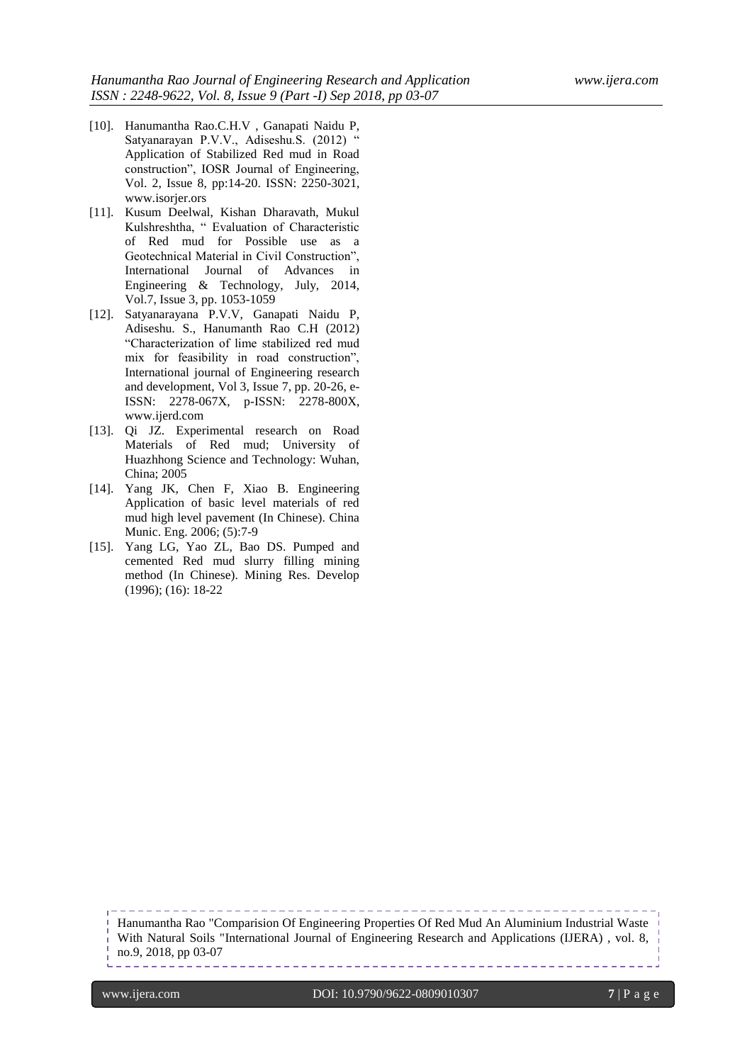[10]. Hanumantha Rao.C.H.V , Ganapati Naidu P, Satyanarayan P.V.V., Adiseshu.S. (2012) " Application of Stabilized Red mud in Road construction", IOSR Journal of Engineering, Vol. 2, Issue 8, pp:14-20. ISSN: 2250-3021, www.isorjer.ors

[11]. Kusum Deelwal, Kishan Dharavath, Mukul Kulshreshtha, " Evaluation of Characteristic of Red mud for Possible use as a Geotechnical Material in Civil Construction", International Journal of Advances in Engineering & Technology, July, 2014, Vol.7, Issue 3, pp. 1053-1059

[12]. Satyanarayana P.V.V, Ganapati Naidu P, Adiseshu. S., Hanumanth Rao C.H (2012) "Characterization of lime stabilized red mud mix for feasibility in road construction", International journal of Engineering research and development, Vol 3, Issue 7, pp. 20-26, e-ISSN: 2278-067X, p-ISSN: 2278-800X, www.ijerd.com

[13]. Qi JZ. Experimental research on Road Materials of Red mud; University of Huazhhong Science and Technology: Wuhan, China; 2005

[14]. Yang JK, Chen F, Xiao B. Engineering Application of basic level materials of red mud high level pavement (In Chinese). China Munic. Eng. 2006; (5):7-9

[15]. Yang LG, Yao ZL, Bao DS. Pumped and cemented Red mud slurry filling mining method (In Chinese). Mining Res. Develop (1996); (16): 18-22

Hanumantha Rao "Comparision Of Engineering Properties Of Red Mud An Aluminium Industrial Waste With Natural Soils "International Journal of Engineering Research and Applications (IJERA) , vol. 8, no.9, 2018, pp 03-07